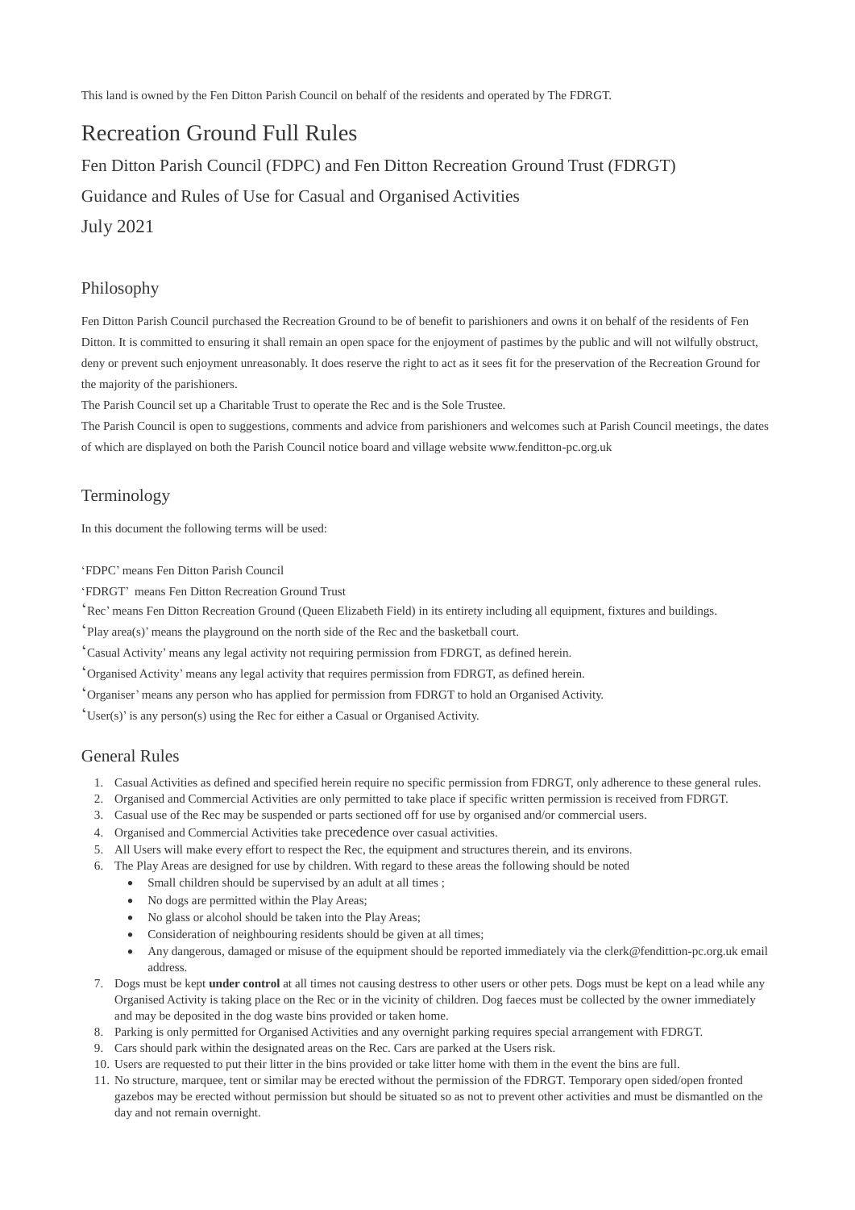This land is owned by the Fen Ditton Parish Council on behalf of the residents and operated by The FDRGT.

# Recreation Ground Full Rules

Fen Ditton Parish Council (FDPC) and Fen Ditton Recreation Ground Trust (FDRGT)

Guidance and Rules of Use for Casual and Organised Activities

July 2021

## Philosophy

Fen Ditton Parish Council purchased the Recreation Ground to be of benefit to parishioners and owns it on behalf of the residents of Fen Ditton. It is committed to ensuring it shall remain an open space for the enjoyment of pastimes by the public and will not wilfully obstruct, deny or prevent such enjoyment unreasonably. It does reserve the right to act as it sees fit for the preservation of the Recreation Ground for the majority of the parishioners.

The Parish Council set up a Charitable Trust to operate the Rec and is the Sole Trustee.

The Parish Council is open to suggestions, comments and advice from parishioners and welcomes such at Parish Council meetings, the dates of which are displayed on both the Parish Council notice board and village website www.fenditton-pc.org.uk

## Terminology

In this document the following terms will be used:

'FDPC' means Fen Ditton Parish Council

'FDRGT' means Fen Ditton Recreation Ground Trust

'Rec' means Fen Ditton Recreation Ground (Queen Elizabeth Field) in its entirety including all equipment, fixtures and buildings.

'Play area(s)' means the playground on the north side of the Rec and the basketball court.

'Casual Activity' means any legal activity not requiring permission from FDRGT, as defined herein.

'Organised Activity' means any legal activity that requires permission from FDRGT, as defined herein.

'Organiser' means any person who has applied for permission from FDRGT to hold an Organised Activity.

'User(s)' is any person(s) using the Rec for either a Casual or Organised Activity.

## General Rules

1. Casual Activities as defined and specified herein require no specific permission from FDRGT, only adherence to these general rules.
2. Organised and Commercial Activities are only permitted to take place if specific written permission is received from FDRGT.
3. Casual use of the Rec may be suspended or parts sectioned off for use by organised and/or commercial users.
4. Organised and Commercial Activities take precedence over casual activities.
5. All Users will make every effort to respect the Rec, the equipment and structures therein, and its environs.
6. The Play Areas are designed for use by children. With regard to these areas the following should be noted
   - Small children should be supervised by an adult at all times ;
   - No dogs are permitted within the Play Areas;
   - No glass or alcohol should be taken into the Play Areas;
   - Consideration of neighbouring residents should be given at all times;
   - Any dangerous, damaged or misuse of the equipment should be reported immediately via the clerk@fendittion-pc.org.uk email address.
7. Dogs must be kept **under control** at all times not causing destress to other users or other pets. Dogs must be kept on a lead while any Organised Activity is taking place on the Rec or in the vicinity of children. Dog faeces must be collected by the owner immediately and may be deposited in the dog waste bins provided or taken home.
8. Parking is only permitted for Organised Activities and any overnight parking requires special arrangement with FDRGT.
9. Cars should park within the designated areas on the Rec. Cars are parked at the Users risk.
10. Users are requested to put their litter in the bins provided or take litter home with them in the event the bins are full.
11. No structure, marquee, tent or similar may be erected without the permission of the FDRGT. Temporary open sided/open fronted gazebos may be erected without permission but should be situated so as not to prevent other activities and must be dismantled on the day and not remain overnight.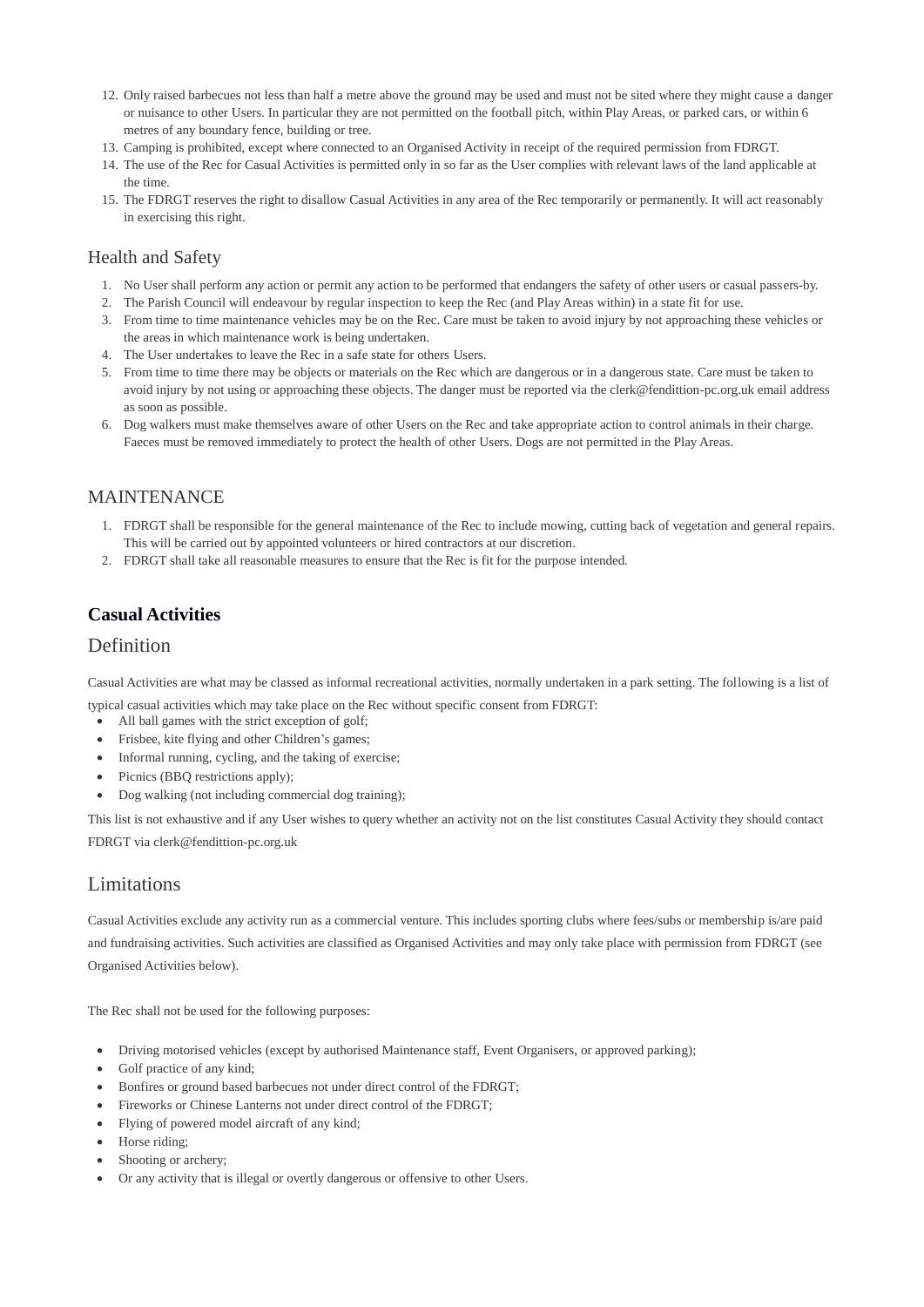12. Only raised barbecues not less than half a metre above the ground may be used and must not be sited where they might cause a danger or nuisance to other Users. In particular they are not permitted on the football pitch, within Play Areas, or parked cars, or within 6 metres of any boundary fence, building or tree.
13. Camping is prohibited, except where connected to an Organised Activity in receipt of the required permission from FDRGT.
14. The use of the Rec for Casual Activities is permitted only in so far as the User complies with relevant laws of the land applicable at the time.
15. The FDRGT reserves the right to disallow Casual Activities in any area of the Rec temporarily or permanently. It will act reasonably in exercising this right.

## Health and Safety

1. No User shall perform any action or permit any action to be performed that endangers the safety of other users or casual passers-by.
2. The Parish Council will endeavour by regular inspection to keep the Rec (and Play Areas within) in a state fit for use.
3. From time to time maintenance vehicles may be on the Rec. Care must be taken to avoid injury by not approaching these vehicles or the areas in which maintenance work is being undertaken.
4. The User undertakes to leave the Rec in a safe state for others Users.
5. From time to time there may be objects or materials on the Rec which are dangerous or in a dangerous state. Care must be taken to avoid injury by not using or approaching these objects. The danger must be reported via the clerk@fendittion-pc.org.uk email address as soon as possible.
6. Dog walkers must make themselves aware of other Users on the Rec and take appropriate action to control animals in their charge. Faeces must be removed immediately to protect the health of other Users. Dogs are not permitted in the Play Areas.

## MAINTENANCE

1. FDRGT shall be responsible for the general maintenance of the Rec to include mowing, cutting back of vegetation and general repairs. This will be carried out by appointed volunteers or hired contractors at our discretion.
2. FDRGT shall take all reasonable measures to ensure that the Rec is fit for the purpose intended.

# Casual Activities

## Definition

Casual Activities are what may be classed as informal recreational activities, normally undertaken in a park setting. The following is a list of typical casual activities which may take place on the Rec without specific consent from FDRGT:

- All ball games with the strict exception of golf;
- Frisbee, kite flying and other Children's games;
- Informal running, cycling, and the taking of exercise;
- Picnics (BBQ restrictions apply);
- Dog walking (not including commercial dog training);

This list is not exhaustive and if any User wishes to query whether an activity not on the list constitutes Casual Activity they should contact FDRGT via clerk@fendittion-pc.org.uk

## Limitations

Casual Activities exclude any activity run as a commercial venture. This includes sporting clubs where fees/subs or membership is/are paid and fundraising activities. Such activities are classified as Organised Activities and may only take place with permission from FDRGT (see Organised Activities below).

The Rec shall not be used for the following purposes:

- Driving motorised vehicles (except by authorised Maintenance staff, Event Organisers, or approved parking);
- Golf practice of any kind;
- Bonfires or ground based barbecues not under direct control of the FDRGT;
- Fireworks or Chinese Lanterns not under direct control of the FDRGT;
- Flying of powered model aircraft of any kind;
- Horse riding;
- Shooting or archery;
- Or any activity that is illegal or overtly dangerous or offensive to other Users.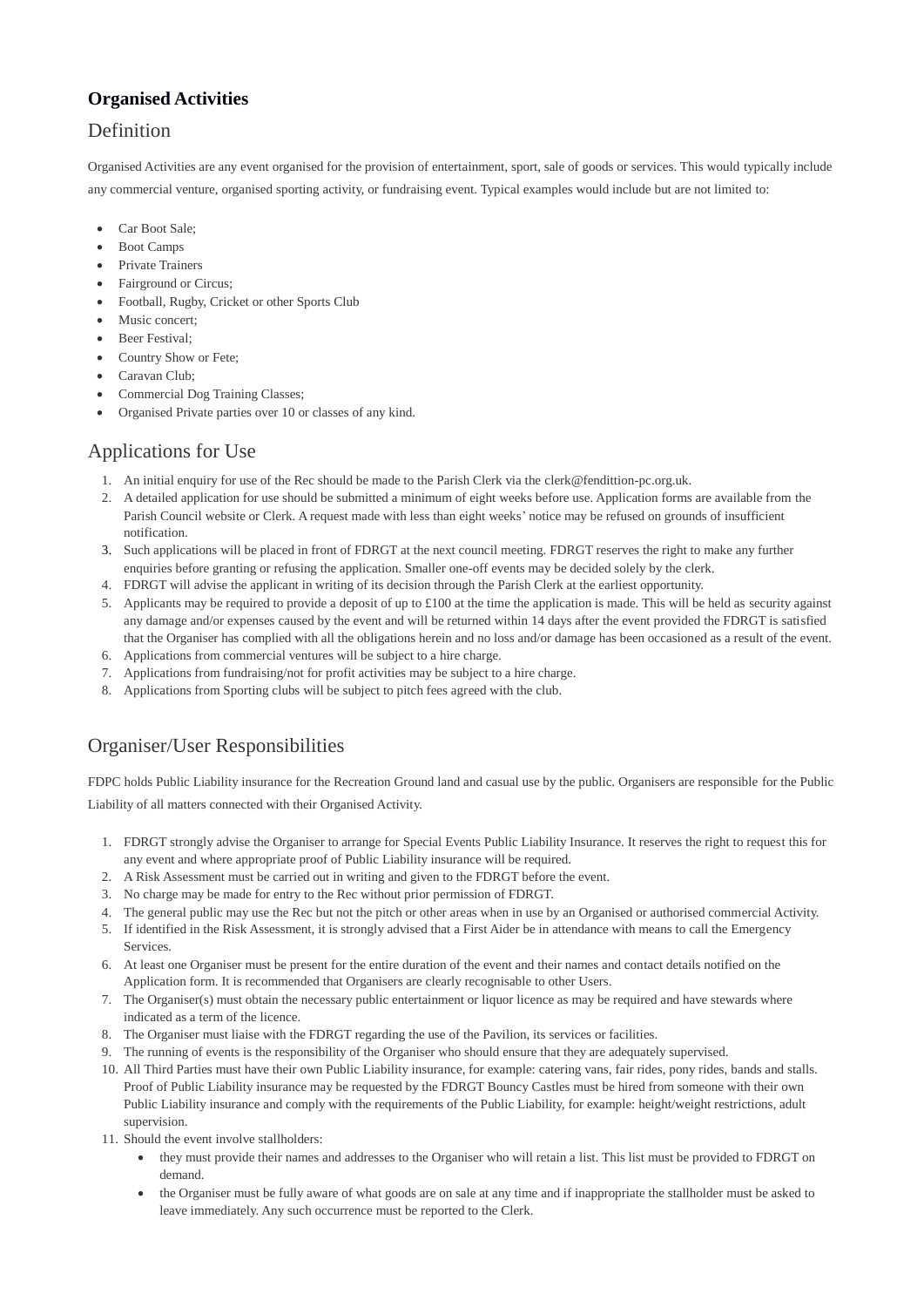## Organised Activities

### Definition

Organised Activities are any event organised for the provision of entertainment, sport, sale of goods or services. This would typically include any commercial venture, organised sporting activity, or fundraising event. Typical examples would include but are not limited to:

- Car Boot Sale;
- Boot Camps
- Private Trainers
- Fairground or Circus;
- Football, Rugby, Cricket or other Sports Club
- Music concert;
- Beer Festival;
- Country Show or Fete;
- Caravan Club;
- Commercial Dog Training Classes;
- Organised Private parties over 10 or classes of any kind.

### Applications for Use

1. An initial enquiry for use of the Rec should be made to the Parish Clerk via the clerk@fendittion-pc.org.uk.
2. A detailed application for use should be submitted a minimum of eight weeks before use. Application forms are available from the Parish Council website or Clerk. A request made with less than eight weeks' notice may be refused on grounds of insufficient notification.
3. Such applications will be placed in front of FDRGT at the next council meeting. FDRGT reserves the right to make any further enquiries before granting or refusing the application. Smaller one-off events may be decided solely by the clerk.
4. FDRGT will advise the applicant in writing of its decision through the Parish Clerk at the earliest opportunity.
5. Applicants may be required to provide a deposit of up to £100 at the time the application is made. This will be held as security against any damage and/or expenses caused by the event and will be returned within 14 days after the event provided the FDRGT is satisfied that the Organiser has complied with all the obligations herein and no loss and/or damage has been occasioned as a result of the event.
6. Applications from commercial ventures will be subject to a hire charge.
7. Applications from fundraising/not for profit activities may be subject to a hire charge.
8. Applications from Sporting clubs will be subject to pitch fees agreed with the club.

### Organiser/User Responsibilities

FDPC holds Public Liability insurance for the Recreation Ground land and casual use by the public. Organisers are responsible for the Public Liability of all matters connected with their Organised Activity.

1. FDRGT strongly advise the Organiser to arrange for Special Events Public Liability Insurance. It reserves the right to request this for any event and where appropriate proof of Public Liability insurance will be required.
2. A Risk Assessment must be carried out in writing and given to the FDRGT before the event.
3. No charge may be made for entry to the Rec without prior permission of FDRGT.
4. The general public may use the Rec but not the pitch or other areas when in use by an Organised or authorised commercial Activity.
5. If identified in the Risk Assessment, it is strongly advised that a First Aider be in attendance with means to call the Emergency Services.
6. At least one Organiser must be present for the entire duration of the event and their names and contact details notified on the Application form. It is recommended that Organisers are clearly recognisable to other Users.
7. The Organiser(s) must obtain the necessary public entertainment or liquor licence as may be required and have stewards where indicated as a term of the licence.
8. The Organiser must liaise with the FDRGT regarding the use of the Pavilion, its services or facilities.
9. The running of events is the responsibility of the Organiser who should ensure that they are adequately supervised.
10. All Third Parties must have their own Public Liability insurance, for example: catering vans, fair rides, pony rides, bands and stalls. Proof of Public Liability insurance may be requested by the FDRGT Bouncy Castles must be hired from someone with their own Public Liability insurance and comply with the requirements of the Public Liability, for example: height/weight restrictions, adult supervision.
11. Should the event involve stallholders:
    - they must provide their names and addresses to the Organiser who will retain a list. This list must be provided to FDRGT on demand.
    - the Organiser must be fully aware of what goods are on sale at any time and if inappropriate the stallholder must be asked to leave immediately. Any such occurrence must be reported to the Clerk.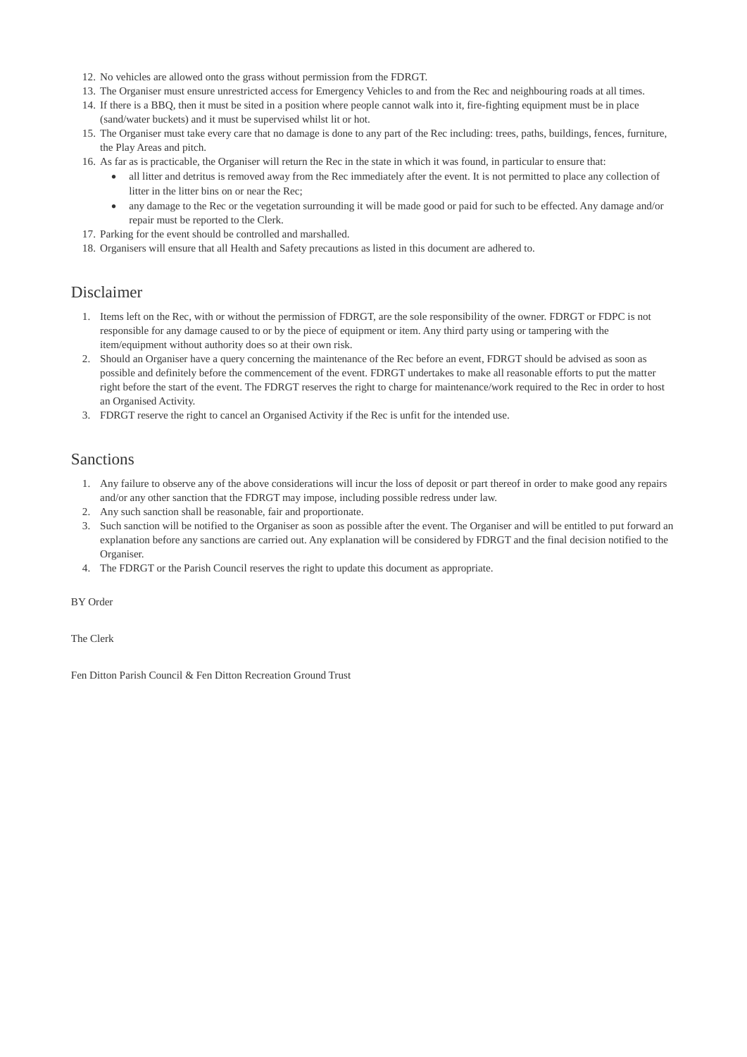12. No vehicles are allowed onto the grass without permission from the FDRGT.
13. The Organiser must ensure unrestricted access for Emergency Vehicles to and from the Rec and neighbouring roads at all times.
14. If there is a BBQ, then it must be sited in a position where people cannot walk into it, fire-fighting equipment must be in place (sand/water buckets) and it must be supervised whilst lit or hot.
15. The Organiser must take every care that no damage is done to any part of the Rec including: trees, paths, buildings, fences, furniture, the Play Areas and pitch.
16. As far as is practicable, the Organiser will return the Rec in the state in which it was found, in particular to ensure that:
    - all litter and detritus is removed away from the Rec immediately after the event. It is not permitted to place any collection of litter in the litter bins on or near the Rec;
    - any damage to the Rec or the vegetation surrounding it will be made good or paid for such to be effected. Any damage and/or repair must be reported to the Clerk.
17. Parking for the event should be controlled and marshalled.
18. Organisers will ensure that all Health and Safety precautions as listed in this document are adhered to.

## Disclaimer

1. Items left on the Rec, with or without the permission of FDRGT, are the sole responsibility of the owner. FDRGT or FDPC is not responsible for any damage caused to or by the piece of equipment or item. Any third party using or tampering with the item/equipment without authority does so at their own risk.
2. Should an Organiser have a query concerning the maintenance of the Rec before an event, FDRGT should be advised as soon as possible and definitely before the commencement of the event. FDRGT undertakes to make all reasonable efforts to put the matter right before the start of the event. The FDRGT reserves the right to charge for maintenance/work required to the Rec in order to host an Organised Activity.
3. FDRGT reserve the right to cancel an Organised Activity if the Rec is unfit for the intended use.

## Sanctions

1. Any failure to observe any of the above considerations will incur the loss of deposit or part thereof in order to make good any repairs and/or any other sanction that the FDRGT may impose, including possible redress under law.
2. Any such sanction shall be reasonable, fair and proportionate.
3. Such sanction will be notified to the Organiser as soon as possible after the event. The Organiser and will be entitled to put forward an explanation before any sanctions are carried out. Any explanation will be considered by FDRGT and the final decision notified to the Organiser.
4. The FDRGT or the Parish Council reserves the right to update this document as appropriate.

BY Order

The Clerk

Fen Ditton Parish Council & Fen Ditton Recreation Ground Trust